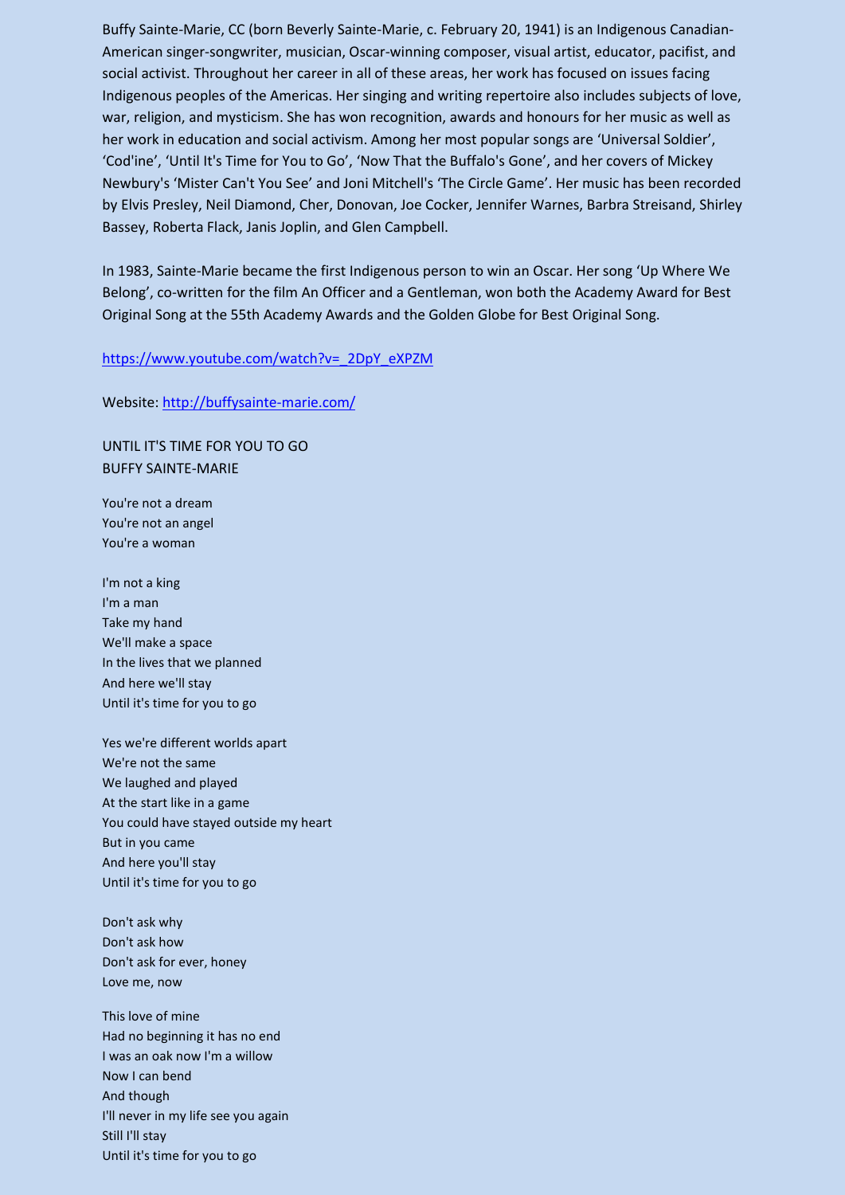Buffy Sainte-Marie, CC (born Beverly Sainte-Marie, c. February 20, 1941) is an Indigenous Canadian-American singer-songwriter, musician, Oscar-winning composer, visual artist, educator, pacifist, and social activist. Throughout her career in all of these areas, her work has focused on issues facing Indigenous peoples of the Americas. Her singing and writing repertoire also includes subjects of love, war, religion, and mysticism. She has won recognition, awards and honours for her music as well as her work in education and social activism. Among her most popular songs are 'Universal Soldier', 'Cod'ine', 'Until It's Time for You to Go', 'Now That the Buffalo's Gone', and her covers of Mickey Newbury's 'Mister Can't You See' and Joni Mitchell's 'The Circle Game'. Her music has been recorded by Elvis Presley, Neil Diamond, Cher, Donovan, Joe Cocker, Jennifer Warnes, Barbra Streisand, Shirley Bassey, Roberta Flack, Janis Joplin, and Glen Campbell.

In 1983, Sainte-Marie became the first Indigenous person to win an Oscar. Her song 'Up Where We Belong', co-written for the film An Officer and a Gentleman, won both the Academy Award for Best Original Song at the 55th Academy Awards and the Golden Globe for Best Original Song.

https://www.youtube.com/watch?v=_2DpY_eXPZM

Website: http://buffysainte-marie.com/

UNTIL IT'S TIME FOR YOU TO GO
BUFFY SAINTE-MARIE

You're not a dream
You're not an angel
You're a woman

I'm not a king
I'm a man
Take my hand
We'll make a space
In the lives that we planned
And here we'll stay
Until it's time for you to go

Yes we're different worlds apart
We're not the same
We laughed and played
At the start like in a game
You could have stayed outside my heart
But in you came
And here you'll stay
Until it's time for you to go

Don't ask why
Don't ask how
Don't ask for ever, honey
Love me, now

This love of mine
Had no beginning it has no end
I was an oak now I'm a willow
Now I can bend
And though
I'll never in my life see you again
Still I'll stay
Until it's time for you to go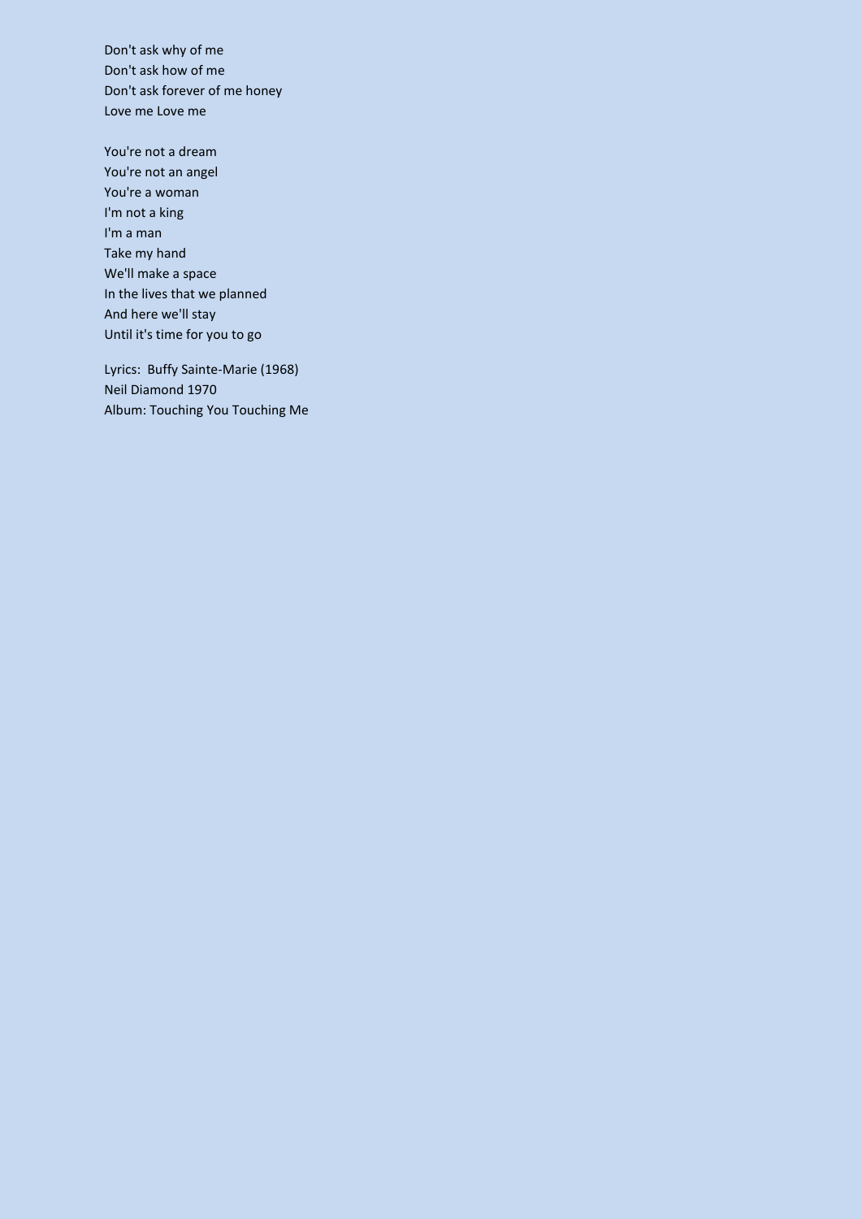Don't ask why of me
Don't ask how of me
Don't ask forever of me honey
Love me Love me

You're not a dream
You're not an angel
You're a woman
I'm not a king
I'm a man
Take my hand
We'll make a space
In the lives that we planned
And here we'll stay
Until it's time for you to go

Lyrics: Buffy Sainte-Marie (1968)
Neil Diamond 1970
Album: Touching You Touching Me